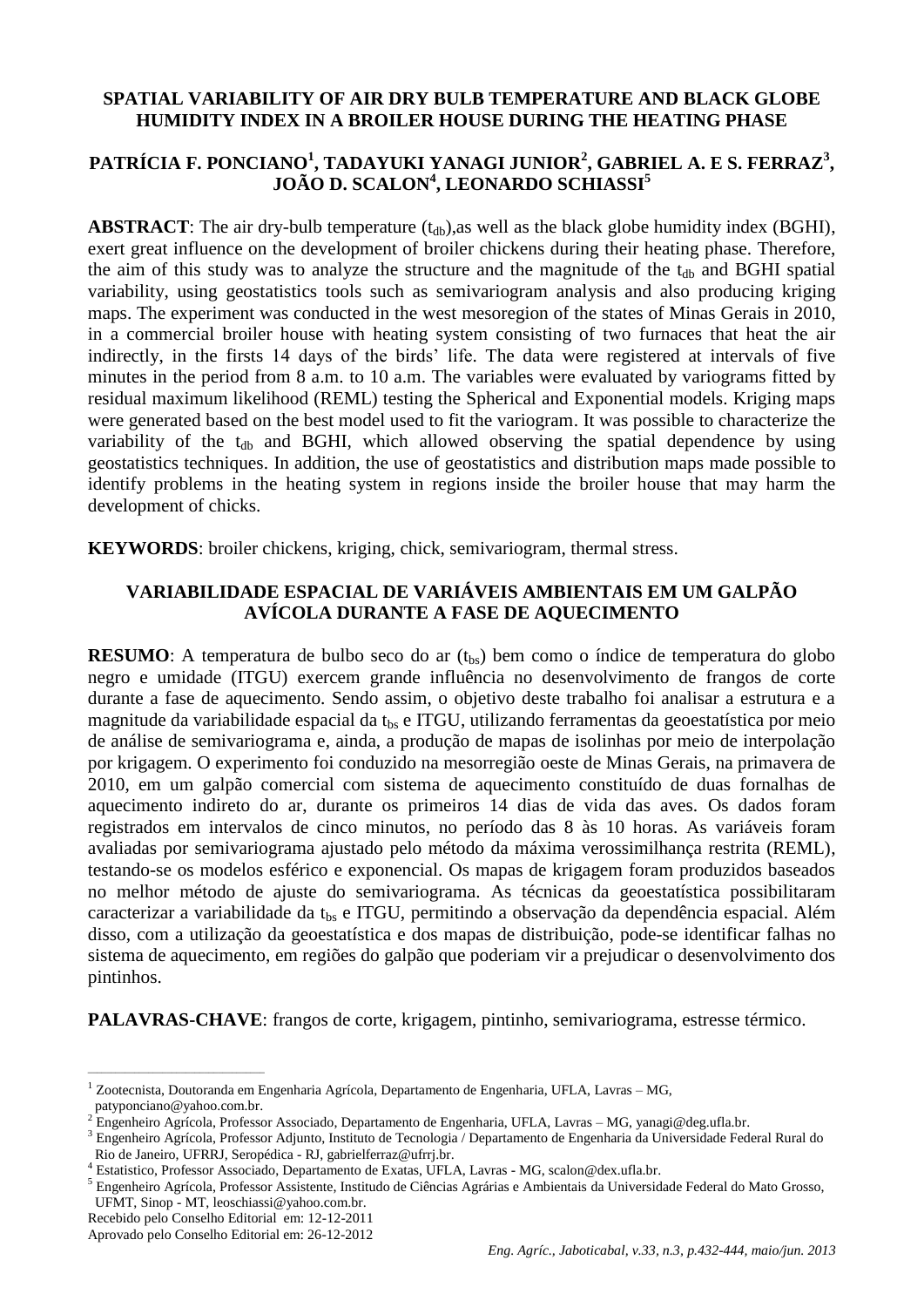# SPATIAL VARIABILITY OF AIR DRY BULB TEMPERATURE AND BLACK GLOBE HUMIDITY INDEX IN A BROILER HOUSE DURING THE HEATING PHASE

**PATRÍCIA F. PONCIANO[1], TADAYUKI YANAGI JUNIOR[2], GABRIEL A. E S. FERRAZ[3], JOÃO D. SCALON[4], LEONARDO SCHIASSI[5]**

**ABSTRACT**: The air dry-bulb temperature ($t_{db}$),as well as the black globe humidity index (BGHI), exert great influence on the development of broiler chickens during their heating phase. Therefore, the aim of this study was to analyze the structure and the magnitude of the $t_{db}$ and BGHI spatial variability, using geostatistics tools such as semivariogram analysis and also producing kriging maps. The experiment was conducted in the west mesoregion of the states of Minas Gerais in 2010, in a commercial broiler house with heating system consisting of two furnaces that heat the air indirectly, in the firsts 14 days of the birds' life. The data were registered at intervals of five minutes in the period from 8 a.m. to 10 a.m. The variables were evaluated by variograms fitted by residual maximum likelihood (REML) testing the Spherical and Exponential models. Kriging maps were generated based on the best model used to fit the variogram. It was possible to characterize the variability of the $t_{db}$ and BGHI, which allowed observing the spatial dependence by using geostatistics techniques. In addition, the use of geostatistics and distribution maps made possible to identify problems in the heating system in regions inside the broiler house that may harm the development of chicks.

**KEYWORDS**: broiler chickens, kriging, chick, semivariogram, thermal stress.

# VARIABILIDADE ESPACIAL DE VARIÁVEIS AMBIENTAIS EM UM GALPÃO AVÍCOLA DURANTE A FASE DE AQUECIMENTO

**RESUMO**: A temperatura de bulbo seco do ar ($t_{bs}$) bem como o índice de temperatura do globo negro e umidade (ITGU) exercem grande influência no desenvolvimento de frangos de corte durante a fase de aquecimento. Sendo assim, o objetivo deste trabalho foi analisar a estrutura e a magnitude da variabilidade espacial da $t_{bs}$ e ITGU, utilizando ferramentas da geoestatística por meio de análise de semivariograma e, ainda, a produção de mapas de isolinhas por meio de interpolação por krigagem. O experimento foi conduzido na mesorregião oeste de Minas Gerais, na primavera de 2010, em um galpão comercial com sistema de aquecimento constituído de duas fornalhas de aquecimento indireto do ar, durante os primeiros 14 dias de vida das aves. Os dados foram registrados em intervalos de cinco minutos, no período das 8 às 10 horas. As variáveis foram avaliadas por semivariograma ajustado pelo método da máxima verossimilhança restrita (REML), testando-se os modelos esférico e exponencial. Os mapas de krigagem foram produzidos baseados no melhor método de ajuste do semivariograma. As técnicas da geoestatística possibilitaram caracterizar a variabilidade da $t_{bs}$ e ITGU, permitindo a observação da dependência espacial. Além disso, com a utilização da geoestatística e dos mapas de distribuição, pode-se identificar falhas no sistema de aquecimento, em regiões do galpão que poderiam vir a prejudicar o desenvolvimento dos pintinhos.

**PALAVRAS-CHAVE**: frangos de corte, krigagem, pintinho, semivariograma, estresse térmico.

---

[1] Zootecnista, Doutoranda em Engenharia Agrícola, Departamento de Engenharia, UFLA, Lavras – MG, patyponciano@yahoo.com.br.
[2] Engenheiro Agrícola, Professor Associado, Departamento de Engenharia, UFLA, Lavras – MG, yanagi@deg.ufla.br.
[3] Engenheiro Agrícola, Professor Adjunto, Instituto de Tecnologia / Departamento de Engenharia da Universidade Federal Rural do Rio de Janeiro, UFRRJ, Seropédica - RJ, gabrielferraz@ufrrj.br.
[4] Estatistico, Professor Associado, Departamento de Exatas, UFLA, Lavras - MG, scalon@dex.ufla.br.
[5] Engenheiro Agrícola, Professor Assistente, Institudo de Ciências Agrárias e Ambientais da Universidade Federal do Mato Grosso, UFMT, Sinop - MT, leoschiassi@yahoo.com.br.

Recebido pelo Conselho Editorial em: 12-12-2011
Aprovado pelo Conselho Editorial em: 26-12-2012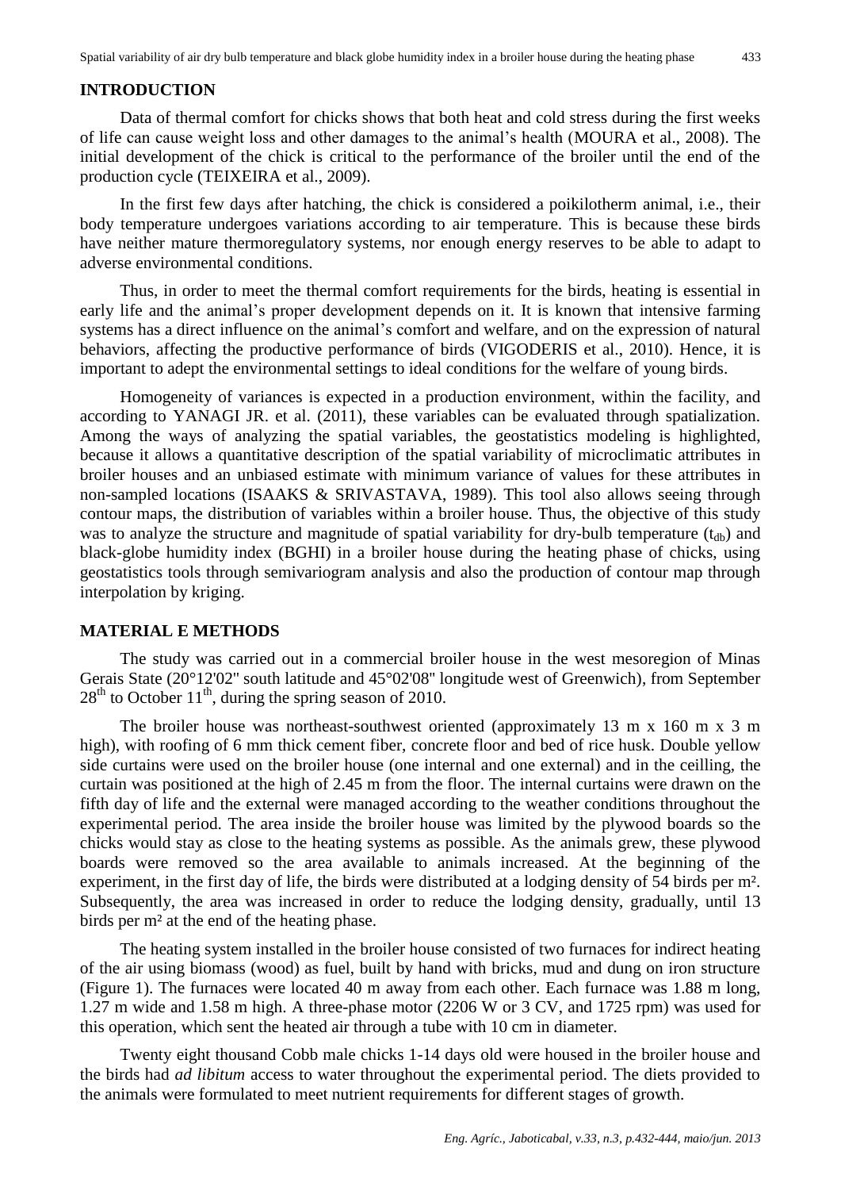## INTRODUCTION

Data of thermal comfort for chicks shows that both heat and cold stress during the first weeks of life can cause weight loss and other damages to the animal's health (MOURA et al., 2008). The initial development of the chick is critical to the performance of the broiler until the end of the production cycle (TEIXEIRA et al., 2009).

In the first few days after hatching, the chick is considered a poikilotherm animal, i.e., their body temperature undergoes variations according to air temperature. This is because these birds have neither mature thermoregulatory systems, nor enough energy reserves to be able to adapt to adverse environmental conditions.

Thus, in order to meet the thermal comfort requirements for the birds, heating is essential in early life and the animal's proper development depends on it. It is known that intensive farming systems has a direct influence on the animal's comfort and welfare, and on the expression of natural behaviors, affecting the productive performance of birds (VIGODERIS et al., 2010). Hence, it is important to adept the environmental settings to ideal conditions for the welfare of young birds.

Homogeneity of variances is expected in a production environment, within the facility, and according to YANAGI JR. et al. (2011), these variables can be evaluated through spatialization. Among the ways of analyzing the spatial variables, the geostatistics modeling is highlighted, because it allows a quantitative description of the spatial variability of microclimatic attributes in broiler houses and an unbiased estimate with minimum variance of values for these attributes in non-sampled locations (ISAAKS & SRIVASTAVA, 1989). This tool also allows seeing through contour maps, the distribution of variables within a broiler house. Thus, the objective of this study was to analyze the structure and magnitude of spatial variability for dry-bulb temperature ($t_{db}$) and black-globe humidity index (BGHI) in a broiler house during the heating phase of chicks, using geostatistics tools through semivariogram analysis and also the production of contour map through interpolation by kriging.

## MATERIAL E METHODS

The study was carried out in a commercial broiler house in the west mesoregion of Minas Gerais State (20°12'02" south latitude and 45°02'08" longitude west of Greenwich), from September $28^{th}$ to October $11^{th}$, during the spring season of 2010.

The broiler house was northeast-southwest oriented (approximately 13 m x 160 m x 3 m high), with roofing of 6 mm thick cement fiber, concrete floor and bed of rice husk. Double yellow side curtains were used on the broiler house (one internal and one external) and in the ceilling, the curtain was positioned at the high of 2.45 m from the floor. The internal curtains were drawn on the fifth day of life and the external were managed according to the weather conditions throughout the experimental period. The area inside the broiler house was limited by the plywood boards so the chicks would stay as close to the heating systems as possible. As the animals grew, these plywood boards were removed so the area available to animals increased. At the beginning of the experiment, in the first day of life, the birds were distributed at a lodging density of 54 birds per m². Subsequently, the area was increased in order to reduce the lodging density, gradually, until 13 birds per m² at the end of the heating phase.

The heating system installed in the broiler house consisted of two furnaces for indirect heating of the air using biomass (wood) as fuel, built by hand with bricks, mud and dung on iron structure (Figure 1). The furnaces were located 40 m away from each other. Each furnace was 1.88 m long, 1.27 m wide and 1.58 m high. A three-phase motor (2206 W or 3 CV, and 1725 rpm) was used for this operation, which sent the heated air through a tube with 10 cm in diameter.

Twenty eight thousand Cobb male chicks 1-14 days old were housed in the broiler house and the birds had *ad libitum* access to water throughout the experimental period. The diets provided to the animals were formulated to meet nutrient requirements for different stages of growth.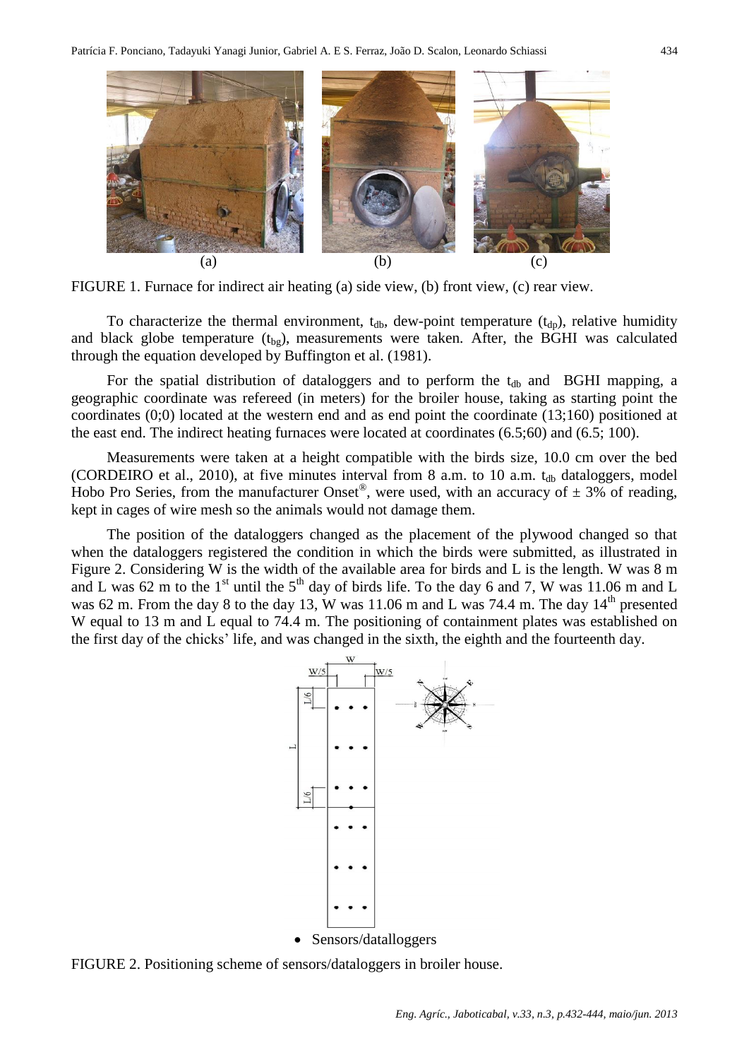(a) (b) (c)

FIGURE 1. Furnace for indirect air heating (a) side view, (b) front view, (c) rear view.

To characterize the thermal environment, $t_{db}$, dew-point temperature ($t_{dp}$), relative humidity and black globe temperature ($t_{bg}$), measurements were taken. After, the BGHI was calculated through the equation developed by Buffington et al. (1981).

For the spatial distribution of dataloggers and to perform the $t_{db}$ and BGHI mapping, a geographic coordinate was refereed (in meters) for the broiler house, taking as starting point the coordinates (0;0) located at the western end and as end point the coordinate (13;160) positioned at the east end. The indirect heating furnaces were located at coordinates (6.5;60) and (6.5; 100).

Measurements were taken at a height compatible with the birds size, 10.0 cm over the bed (CORDEIRO et al., 2010), at five minutes interval from 8 a.m. to 10 a.m. $t_{db}$ dataloggers, model Hobo Pro Series, from the manufacturer Onset®, were used, with an accuracy of ± 3% of reading, kept in cages of wire mesh so the animals would not damage them.

The position of the dataloggers changed as the placement of the plywood changed so that when the dataloggers registered the condition in which the birds were submitted, as illustrated in Figure 2. Considering W is the width of the available area for birds and L is the length. W was 8 m and L was 62 m to the 1st until the 5th day of birds life. To the day 6 and 7, W was 11.06 m and L was 62 m. From the day 8 to the day 13, W was 11.06 m and L was 74.4 m. The day 14th presented W equal to 13 m and L equal to 74.4 m. The positioning of containment plates was established on the first day of the chicks' life, and was changed in the sixth, the eighth and the fourteenth day.

• Sensors/datalloggers

FIGURE 2. Positioning scheme of sensors/dataloggers in broiler house.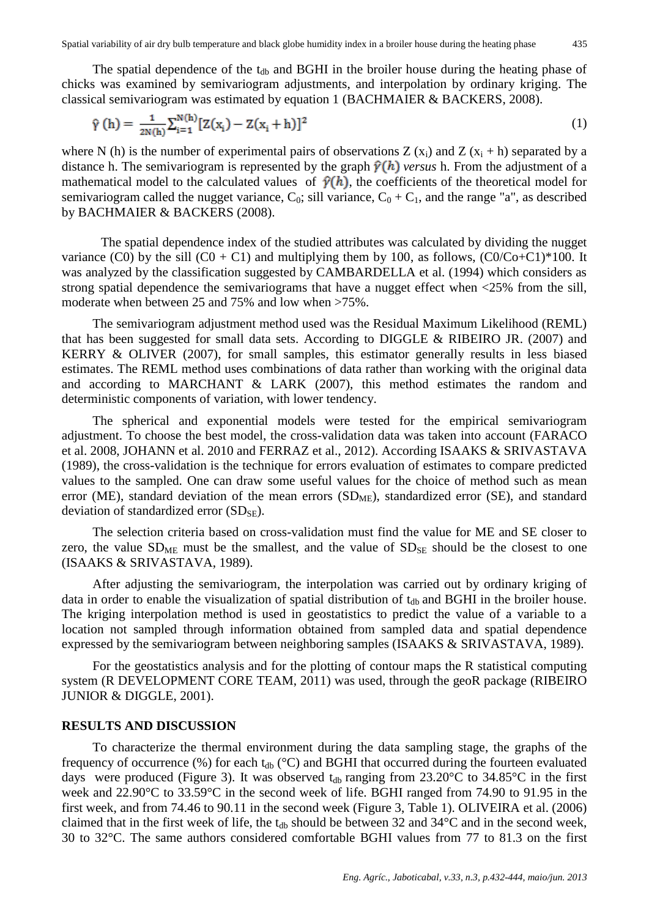The spatial dependence of the $t_{db}$ and BGHI in the broiler house during the heating phase of chicks was examined by semivariogram adjustments, and interpolation by ordinary kriging. The classical semivariogram was estimated by equation 1 (BACHMAIER & BACKERS, 2008).

$$\hat{\gamma}(h) = \frac{1}{2N(h)} \sum_{i=1}^{N(h)} [Z(x_i) - Z(x_i + h)]^2 \tag{1}$$

where N (h) is the number of experimental pairs of observations Z ($x_i$) and Z ($x_i$ + h) separated by a distance h. The semivariogram is represented by the graph $\hat{\gamma}(h)$ *versus* h. From the adjustment of a mathematical model to the calculated values of $\hat{\gamma}(h)$, the coefficients of the theoretical model for semivariogram called the nugget variance, $C_0$; sill variance, $C_0 + C_1$, and the range "a", as described by BACHMAIER & BACKERS (2008).

The spatial dependence index of the studied attributes was calculated by dividing the nugget variance (C0) by the sill (C0 + C1) and multiplying them by 100, as follows, (C0/Co+C1)*100. It was analyzed by the classification suggested by CAMBARDELLA et al. (1994) which considers as strong spatial dependence the semivariograms that have a nugget effect when <25% from the sill, moderate when between 25 and 75% and low when >75%.

The semivariogram adjustment method used was the Residual Maximum Likelihood (REML) that has been suggested for small data sets. According to DIGGLE & RIBEIRO JR. (2007) and KERRY & OLIVER (2007), for small samples, this estimator generally results in less biased estimates. The REML method uses combinations of data rather than working with the original data and according to MARCHANT & LARK (2007), this method estimates the random and deterministic components of variation, with lower tendency.

The spherical and exponential models were tested for the empirical semivariogram adjustment. To choose the best model, the cross-validation data was taken into account (FARACO et al. 2008, JOHANN et al. 2010 and FERRAZ et al., 2012). According ISAAKS & SRIVASTAVA (1989), the cross-validation is the technique for errors evaluation of estimates to compare predicted values to the sampled. One can draw some useful values for the choice of method such as mean error (ME), standard deviation of the mean errors ($SD_{ME}$), standardized error (SE), and standard deviation of standardized error ($SD_{SE}$).

The selection criteria based on cross-validation must find the value for ME and SE closer to zero, the value $SD_{ME}$ must be the smallest, and the value of $SD_{SE}$ should be the closest to one (ISAAKS & SRIVASTAVA, 1989).

After adjusting the semivariogram, the interpolation was carried out by ordinary kriging of data in order to enable the visualization of spatial distribution of $t_{db}$ and BGHI in the broiler house. The kriging interpolation method is used in geostatistics to predict the value of a variable to a location not sampled through information obtained from sampled data and spatial dependence expressed by the semivariogram between neighboring samples (ISAAKS & SRIVASTAVA, 1989).

For the geostatistics analysis and for the plotting of contour maps the R statistical computing system (R DEVELOPMENT CORE TEAM, 2011) was used, through the geoR package (RIBEIRO JUNIOR & DIGGLE, 2001).

## RESULTS AND DISCUSSION

To characterize the thermal environment during the data sampling stage, the graphs of the frequency of occurrence (%) for each $t_{db}$ (°C) and BGHI that occurred during the fourteen evaluated days were produced (Figure 3). It was observed $t_{db}$ ranging from 23.20°C to 34.85°C in the first week and 22.90°C to 33.59°C in the second week of life. BGHI ranged from 74.90 to 91.95 in the first week, and from 74.46 to 90.11 in the second week (Figure 3, Table 1). OLIVEIRA et al. (2006) claimed that in the first week of life, the $t_{db}$ should be between 32 and 34°C and in the second week, 30 to 32°C. The same authors considered comfortable BGHI values from 77 to 81.3 on the first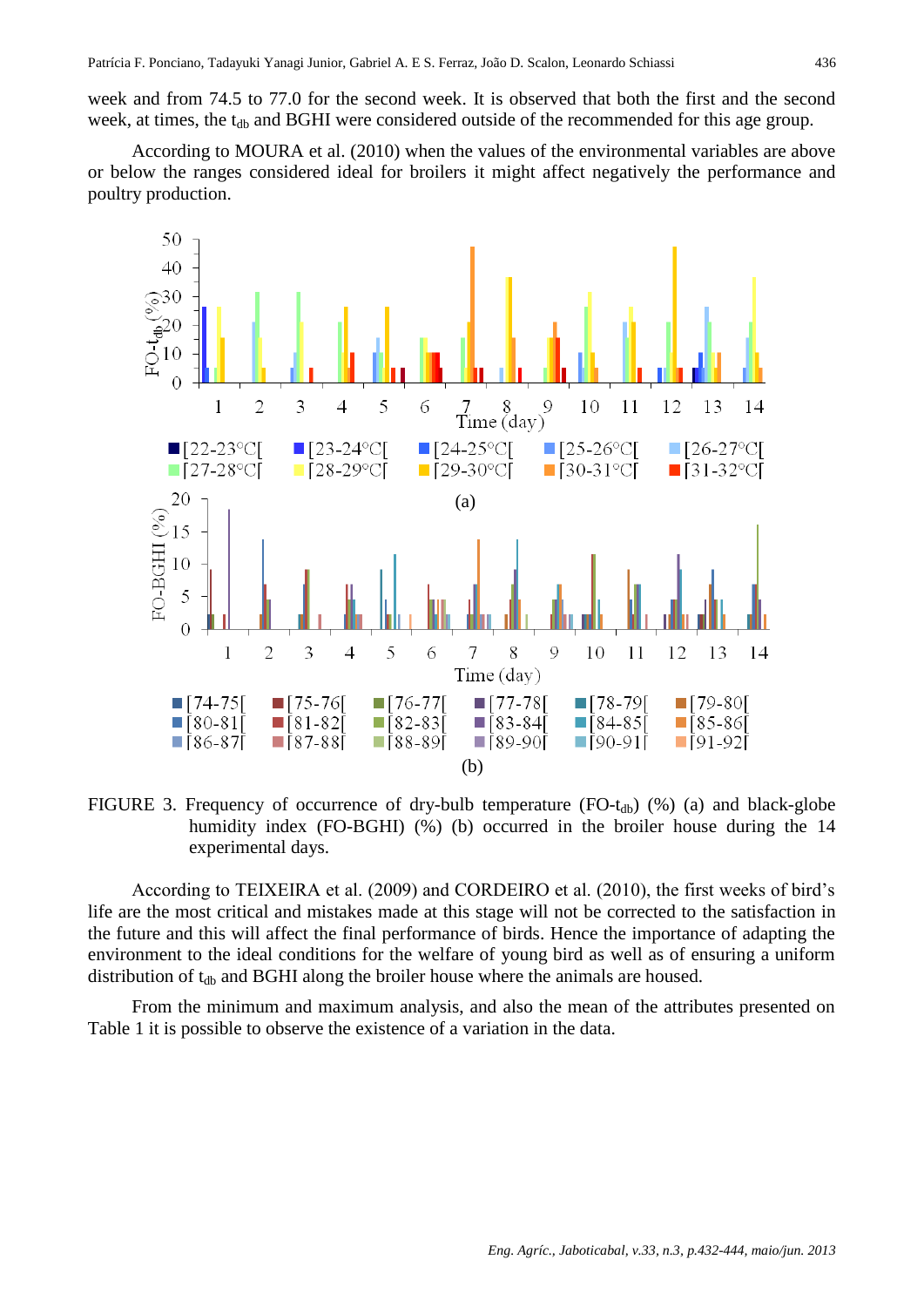week and from 74.5 to 77.0 for the second week. It is observed that both the first and the second week, at times, the $t_{db}$ and BGHI were considered outside of the recommended for this age group.

According to MOURA et al. (2010) when the values of the environmental variables are above or below the ranges considered ideal for broilers it might affect negatively the performance and poultry production.

FIGURE 3. Frequency of occurrence of dry-bulb temperature (FO-$t_{db}$) (%) (a) and black-globe humidity index (FO-BGHI) (%) (b) occurred in the broiler house during the 14 experimental days.

According to TEIXEIRA et al. (2009) and CORDEIRO et al. (2010), the first weeks of bird's life are the most critical and mistakes made at this stage will not be corrected to the satisfaction in the future and this will affect the final performance of birds. Hence the importance of adapting the environment to the ideal conditions for the welfare of young bird as well as of ensuring a uniform distribution of $t_{db}$ and BGHI along the broiler house where the animals are housed.

From the minimum and maximum analysis, and also the mean of the attributes presented on Table 1 it is possible to observe the existence of a variation in the data.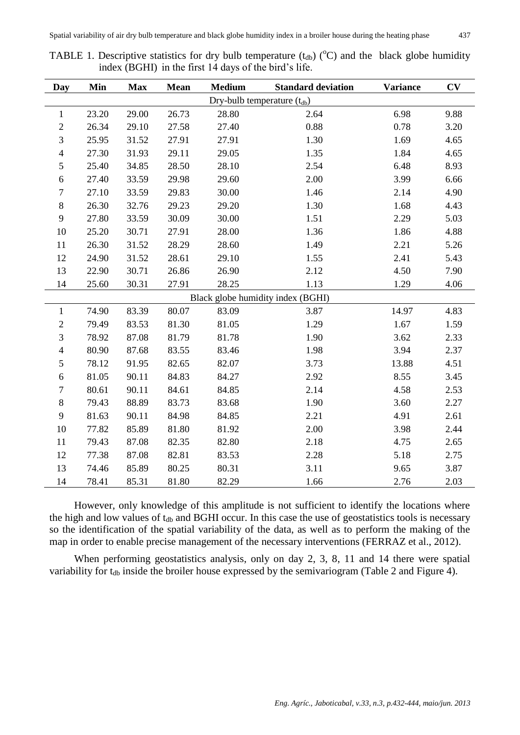TABLE 1. Descriptive statistics for dry bulb temperature ($t_{db}$) ($^{o}C$) and the black globe humidity index (BGHI) in the first 14 days of the bird's life.

| Day | Min | Max | Mean | Medium | Standard deviation | Variance | CV |
|---|---|---|---|---|---|---|---|
| Dry-bulb temperature ($t_{db}$) | | | | | | | |
| 1 | 23.20 | 29.00 | 26.73 | 28.80 | 2.64 | 6.98 | 9.88 |
| 2 | 26.34 | 29.10 | 27.58 | 27.40 | 0.88 | 0.78 | 3.20 |
| 3 | 25.95 | 31.52 | 27.91 | 27.91 | 1.30 | 1.69 | 4.65 |
| 4 | 27.30 | 31.93 | 29.11 | 29.05 | 1.35 | 1.84 | 4.65 |
| 5 | 25.40 | 34.85 | 28.50 | 28.10 | 2.54 | 6.48 | 8.93 |
| 6 | 27.40 | 33.59 | 29.98 | 29.60 | 2.00 | 3.99 | 6.66 |
| 7 | 27.10 | 33.59 | 29.83 | 30.00 | 1.46 | 2.14 | 4.90 |
| 8 | 26.30 | 32.76 | 29.23 | 29.20 | 1.30 | 1.68 | 4.43 |
| 9 | 27.80 | 33.59 | 30.09 | 30.00 | 1.51 | 2.29 | 5.03 |
| 10 | 25.20 | 30.71 | 27.91 | 28.00 | 1.36 | 1.86 | 4.88 |
| 11 | 26.30 | 31.52 | 28.29 | 28.60 | 1.49 | 2.21 | 5.26 |
| 12 | 24.90 | 31.52 | 28.61 | 29.10 | 1.55 | 2.41 | 5.43 |
| 13 | 22.90 | 30.71 | 26.86 | 26.90 | 2.12 | 4.50 | 7.90 |
| 14 | 25.60 | 30.31 | 27.91 | 28.25 | 1.13 | 1.29 | 4.06 |
| Black globe humidity index (BGHI) | | | | | | | |
| 1 | 74.90 | 83.39 | 80.07 | 83.09 | 3.87 | 14.97 | 4.83 |
| 2 | 79.49 | 83.53 | 81.30 | 81.05 | 1.29 | 1.67 | 1.59 |
| 3 | 78.92 | 87.08 | 81.79 | 81.78 | 1.90 | 3.62 | 2.33 |
| 4 | 80.90 | 87.68 | 83.55 | 83.46 | 1.98 | 3.94 | 2.37 |
| 5 | 78.12 | 91.95 | 82.65 | 82.07 | 3.73 | 13.88 | 4.51 |
| 6 | 81.05 | 90.11 | 84.83 | 84.27 | 2.92 | 8.55 | 3.45 |
| 7 | 80.61 | 90.11 | 84.61 | 84.85 | 2.14 | 4.58 | 2.53 |
| 8 | 79.43 | 88.89 | 83.73 | 83.68 | 1.90 | 3.60 | 2.27 |
| 9 | 81.63 | 90.11 | 84.98 | 84.85 | 2.21 | 4.91 | 2.61 |
| 10 | 77.82 | 85.89 | 81.80 | 81.92 | 2.00 | 3.98 | 2.44 |
| 11 | 79.43 | 87.08 | 82.35 | 82.80 | 2.18 | 4.75 | 2.65 |
| 12 | 77.38 | 87.08 | 82.81 | 83.53 | 2.28 | 5.18 | 2.75 |
| 13 | 74.46 | 85.89 | 80.25 | 80.31 | 3.11 | 9.65 | 3.87 |
| 14 | 78.41 | 85.31 | 81.80 | 82.29 | 1.66 | 2.76 | 2.03 |

However, only knowledge of this amplitude is not sufficient to identify the locations where the high and low values of $t_{db}$ and BGHI occur. In this case the use of geostatistics tools is necessary so the identification of the spatial variability of the data, as well as to perform the making of the map in order to enable precise management of the necessary interventions (FERRAZ et al., 2012).

When performing geostatistics analysis, only on day 2, 3, 8, 11 and 14 there were spatial variability for $t_{db}$ inside the broiler house expressed by the semivariogram (Table 2 and Figure 4).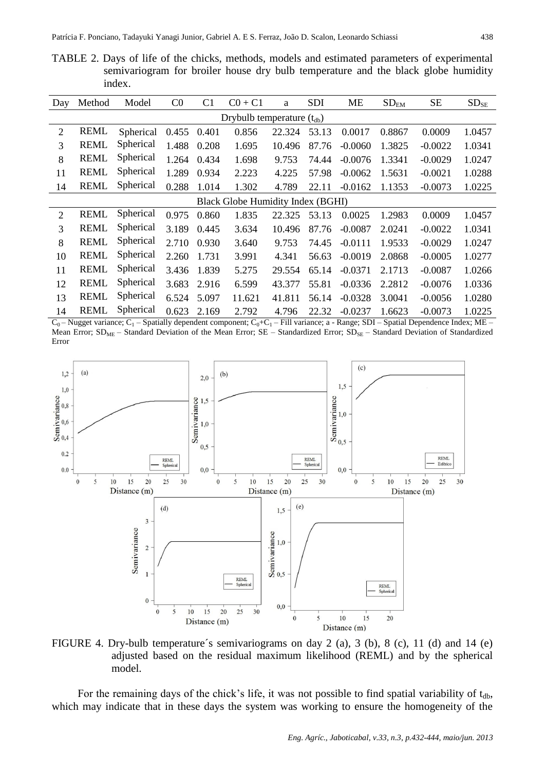TABLE 2. Days of life of the chicks, methods, models and estimated parameters of experimental semivariogram for broiler house dry bulb temperature and the black globe humidity index.

| Day | Method | Model | C0 | C1 | C0 + C1 | a | SDI | ME | $SD_{EM}$ | SE | $SD_{SE}$ |
|---|---|---|---|---|---|---|---|---|---|---|---|
| Drybulb temperature ($t_{db}$) | | | | | | | | | | | |
| 2 | REML | Spherical | 0.455 | 0.401 | 0.856 | 22.324 | 53.13 | 0.0017 | 0.8867 | 0.0009 | 1.0457 |
| 3 | REML | Spherical | 1.488 | 0.208 | 1.695 | 10.496 | 87.76 | -0.0060 | 1.3825 | -0.0022 | 1.0341 |
| 8 | REML | Spherical | 1.264 | 0.434 | 1.698 | 9.753 | 74.44 | -0.0076 | 1.3341 | -0.0029 | 1.0247 |
| 11 | REML | Spherical | 1.289 | 0.934 | 2.223 | 4.225 | 57.98 | -0.0062 | 1.5631 | -0.0021 | 1.0288 |
| 14 | REML | Spherical | 0.288 | 1.014 | 1.302 | 4.789 | 22.11 | -0.0162 | 1.1353 | -0.0073 | 1.0225 |
| Black Globe Humidity Index (BGHI) | | | | | | | | | | | |
| 2 | REML | Spherical | 0.975 | 0.860 | 1.835 | 22.325 | 53.13 | 0.0025 | 1.2983 | 0.0009 | 1.0457 |
| 3 | REML | Spherical | 3.189 | 0.445 | 3.634 | 10.496 | 87.76 | -0.0087 | 2.0241 | -0.0022 | 1.0341 |
| 8 | REML | Spherical | 2.710 | 0.930 | 3.640 | 9.753 | 74.45 | -0.0111 | 1.9533 | -0.0029 | 1.0247 |
| 10 | REML | Spherical | 2.260 | 1.731 | 3.991 | 4.341 | 56.63 | -0.0019 | 2.0868 | -0.0005 | 1.0277 |
| 11 | REML | Spherical | 3.436 | 1.839 | 5.275 | 29.554 | 65.14 | -0.0371 | 2.1713 | -0.0087 | 1.0266 |
| 12 | REML | Spherical | 3.683 | 2.916 | 6.599 | 43.377 | 55.81 | -0.0336 | 2.2812 | -0.0076 | 1.0336 |
| 13 | REML | Spherical | 6.524 | 5.097 | 11.621 | 41.811 | 56.14 | -0.0328 | 3.0041 | -0.0056 | 1.0280 |
| 14 | REML | Spherical | 0.623 | 2.169 | 2.792 | 4.796 | 22.32 | -0.0237 | 1.6623 | -0.0073 | 1.0225 |

$C_0$ – Nugget variance; $C_1$ – Spatially dependent component; $C_0+C_1$ – Fill variance; a - Range; SDI – Spatial Dependence Index; ME – Mean Error; $SD_{ME}$ – Standard Deviation of the Mean Error; SE – Standardized Error; $SD_{SE}$ – Standard Deviation of Standardized Error

FIGURE 4. Dry-bulb temperature´s semivariograms on day 2 (a), 3 (b), 8 (c), 11 (d) and 14 (e) adjusted based on the residual maximum likelihood (REML) and by the spherical model.

For the remaining days of the chick's life, it was not possible to find spatial variability of $t_{db}$, which may indicate that in these days the system was working to ensure the homogeneity of the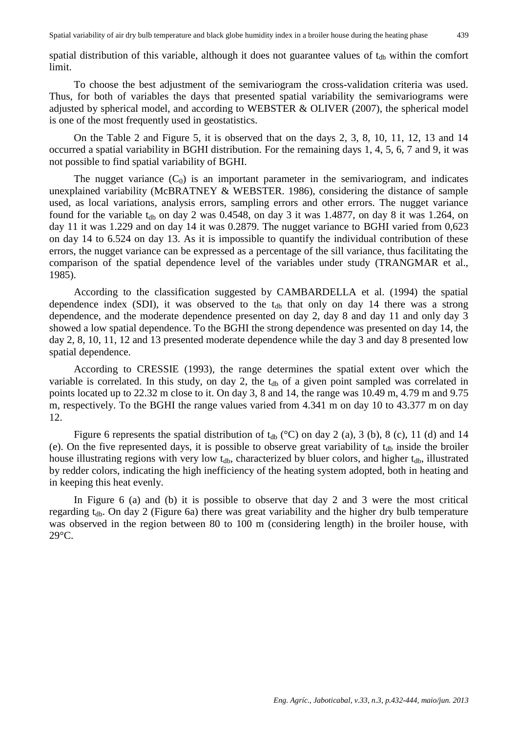spatial distribution of this variable, although it does not guarantee values of $t_{db}$ within the comfort limit.

To choose the best adjustment of the semivariogram the cross-validation criteria was used. Thus, for both of variables the days that presented spatial variability the semivariograms were adjusted by spherical model, and according to WEBSTER & OLIVER (2007), the spherical model is one of the most frequently used in geostatistics.

On the Table 2 and Figure 5, it is observed that on the days 2, 3, 8, 10, 11, 12, 13 and 14 occurred a spatial variability in BGHI distribution. For the remaining days 1, 4, 5, 6, 7 and 9, it was not possible to find spatial variability of BGHI.

The nugget variance ($C_0$) is an important parameter in the semivariogram, and indicates unexplained variability (McBRATNEY & WEBSTER. 1986), considering the distance of sample used, as local variations, analysis errors, sampling errors and other errors. The nugget variance found for the variable $t_{db}$ on day 2 was 0.4548, on day 3 it was 1.4877, on day 8 it was 1.264, on day 11 it was 1.229 and on day 14 it was 0.2879. The nugget variance to BGHI varied from 0,623 on day 14 to 6.524 on day 13. As it is impossible to quantify the individual contribution of these errors, the nugget variance can be expressed as a percentage of the sill variance, thus facilitating the comparison of the spatial dependence level of the variables under study (TRANGMAR et al., 1985).

According to the classification suggested by CAMBARDELLA et al. (1994) the spatial dependence index (SDI), it was observed to the $t_{db}$ that only on day 14 there was a strong dependence, and the moderate dependence presented on day 2, day 8 and day 11 and only day 3 showed a low spatial dependence. To the BGHI the strong dependence was presented on day 14, the day 2, 8, 10, 11, 12 and 13 presented moderate dependence while the day 3 and day 8 presented low spatial dependence.

According to CRESSIE (1993), the range determines the spatial extent over which the variable is correlated. In this study, on day 2, the $t_{db}$ of a given point sampled was correlated in points located up to 22.32 m close to it. On day 3, 8 and 14, the range was 10.49 m, 4.79 m and 9.75 m, respectively. To the BGHI the range values varied from 4.341 m on day 10 to 43.377 m on day 12.

Figure 6 represents the spatial distribution of $t_{db}$ (°C) on day 2 (a), 3 (b), 8 (c), 11 (d) and 14 (e). On the five represented days, it is possible to observe great variability of $t_{db}$ inside the broiler house illustrating regions with very low $t_{db}$, characterized by bluer colors, and higher $t_{db}$, illustrated by redder colors, indicating the high inefficiency of the heating system adopted, both in heating and in keeping this heat evenly.

In Figure 6 (a) and (b) it is possible to observe that day 2 and 3 were the most critical regarding $t_{db}$. On day 2 (Figure 6a) there was great variability and the higher dry bulb temperature was observed in the region between 80 to 100 m (considering length) in the broiler house, with 29°C.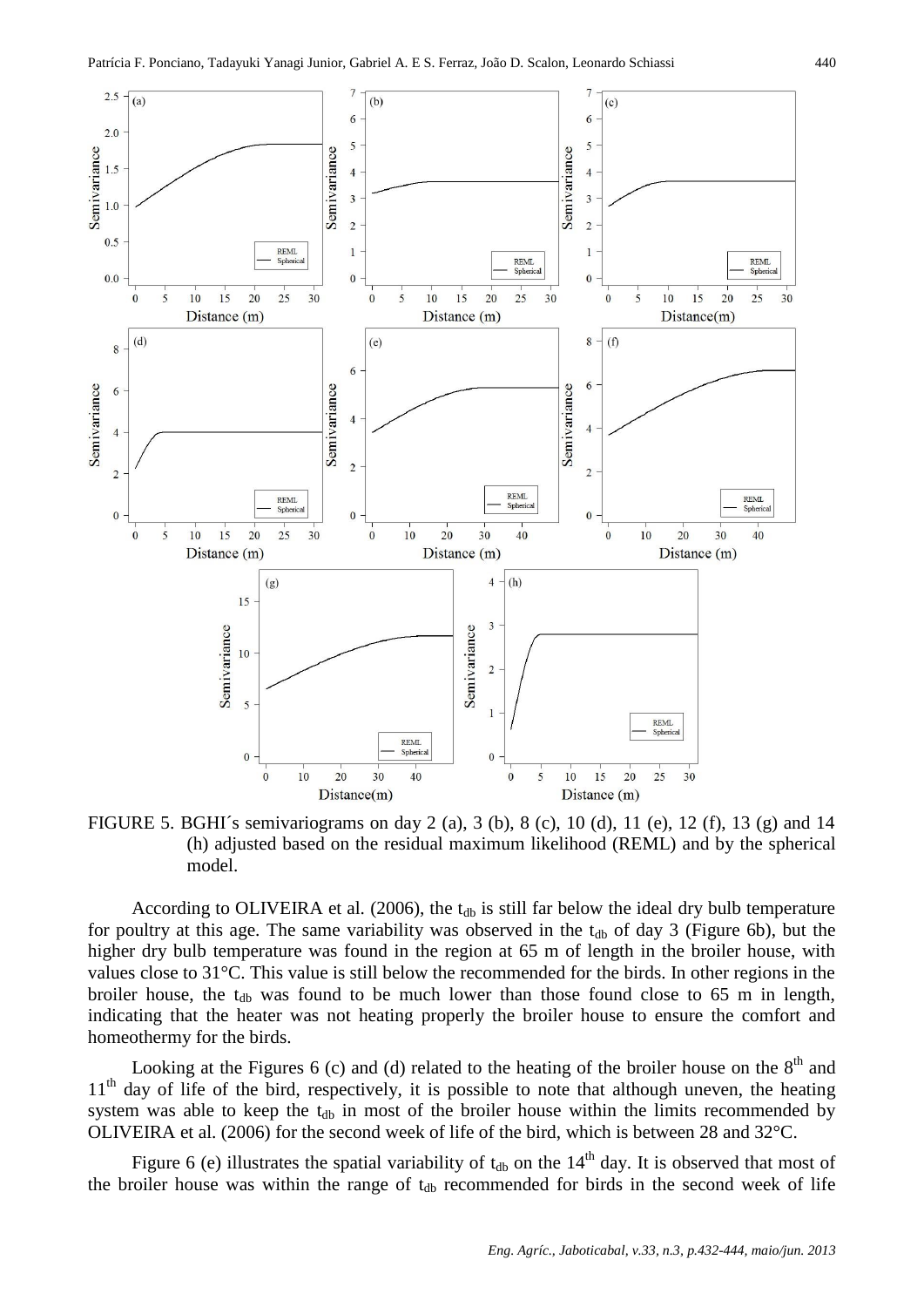FIGURE 5. BGHI´s semivariograms on day 2 (a), 3 (b), 8 (c), 10 (d), 11 (e), 12 (f), 13 (g) and 14 (h) adjusted based on the residual maximum likelihood (REML) and by the spherical model.

According to OLIVEIRA et al. (2006), the $t_{db}$ is still far below the ideal dry bulb temperature for poultry at this age. The same variability was observed in the $t_{db}$ of day 3 (Figure 6b), but the higher dry bulb temperature was found in the region at 65 m of length in the broiler house, with values close to 31°C. This value is still below the recommended for the birds. In other regions in the broiler house, the $t_{db}$ was found to be much lower than those found close to 65 m in length, indicating that the heater was not heating properly the broiler house to ensure the comfort and homeothermy for the birds.

Looking at the Figures 6 (c) and (d) related to the heating of the broiler house on the 8$^{th}$ and 11$^{th}$ day of life of the bird, respectively, it is possible to note that although uneven, the heating system was able to keep the $t_{db}$ in most of the broiler house within the limits recommended by OLIVEIRA et al. (2006) for the second week of life of the bird, which is between 28 and 32°C.

Figure 6 (e) illustrates the spatial variability of $t_{db}$ on the 14$^{th}$ day. It is observed that most of the broiler house was within the range of $t_{db}$ recommended for birds in the second week of life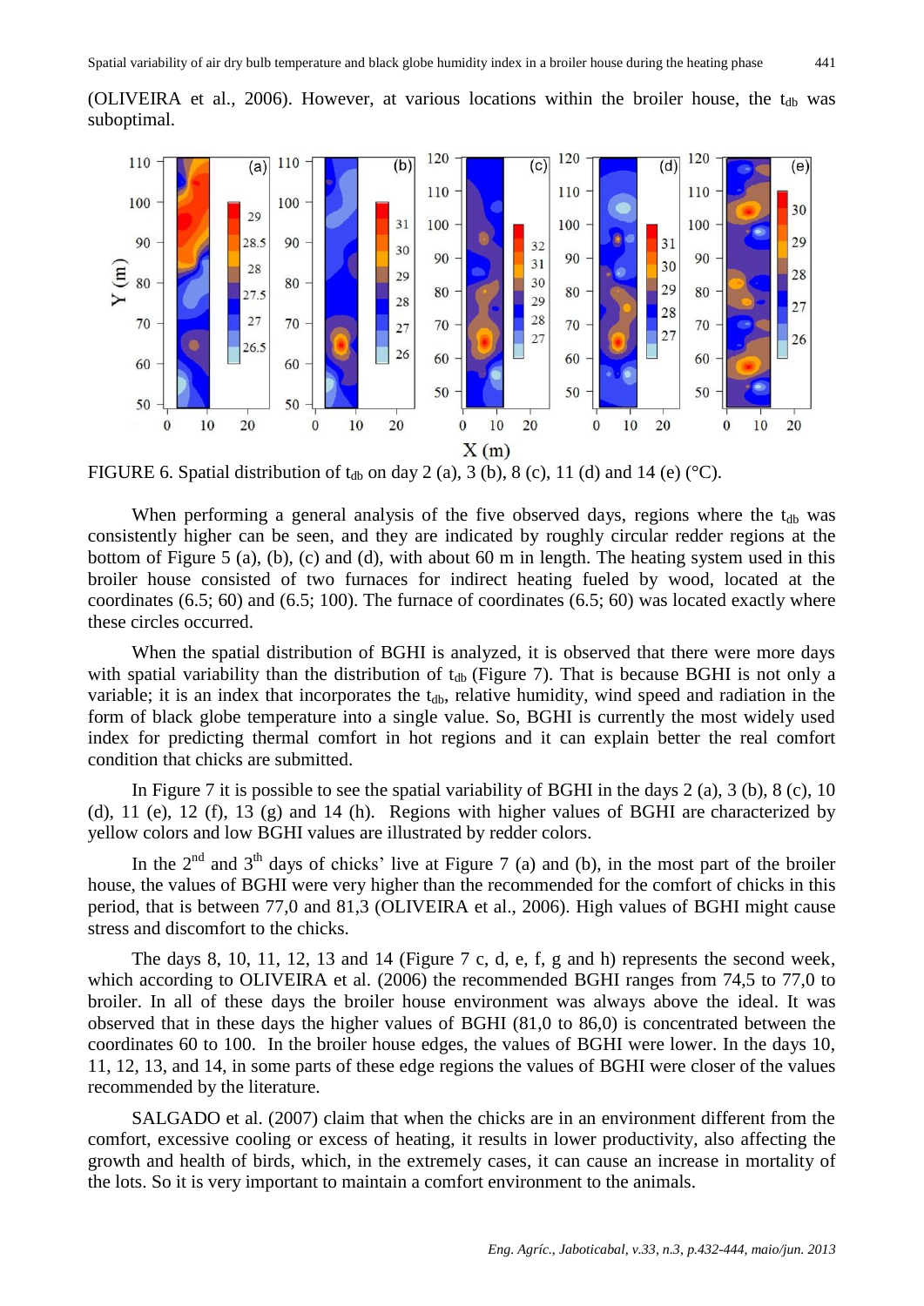(OLIVEIRA et al., 2006). However, at various locations within the broiler house, the $t_{db}$ was suboptimal.

FIGURE 6. Spatial distribution of $t_{db}$ on day 2 (a), 3 (b), 8 (c), 11 (d) and 14 (e) (°C).

When performing a general analysis of the five observed days, regions where the $t_{db}$ was consistently higher can be seen, and they are indicated by roughly circular redder regions at the bottom of Figure 5 (a), (b), (c) and (d), with about 60 m in length. The heating system used in this broiler house consisted of two furnaces for indirect heating fueled by wood, located at the coordinates (6.5; 60) and (6.5; 100). The furnace of coordinates (6.5; 60) was located exactly where these circles occurred.

When the spatial distribution of BGHI is analyzed, it is observed that there were more days with spatial variability than the distribution of $t_{db}$ (Figure 7). That is because BGHI is not only a variable; it is an index that incorporates the $t_{db}$, relative humidity, wind speed and radiation in the form of black globe temperature into a single value. So, BGHI is currently the most widely used index for predicting thermal comfort in hot regions and it can explain better the real comfort condition that chicks are submitted.

In Figure 7 it is possible to see the spatial variability of BGHI in the days 2 (a), 3 (b), 8 (c), 10 (d), 11 (e), 12 (f), 13 (g) and 14 (h). Regions with higher values of BGHI are characterized by yellow colors and low BGHI values are illustrated by redder colors.

In the 2[nd] and 3[th] days of chicks' live at Figure 7 (a) and (b), in the most part of the broiler house, the values of BGHI were very higher than the recommended for the comfort of chicks in this period, that is between 77,0 and 81,3 (OLIVEIRA et al., 2006). High values of BGHI might cause stress and discomfort to the chicks.

The days 8, 10, 11, 12, 13 and 14 (Figure 7 c, d, e, f, g and h) represents the second week, which according to OLIVEIRA et al. (2006) the recommended BGHI ranges from 74,5 to 77,0 to broiler. In all of these days the broiler house environment was always above the ideal. It was observed that in these days the higher values of BGHI (81,0 to 86,0) is concentrated between the coordinates 60 to 100. In the broiler house edges, the values of BGHI were lower. In the days 10, 11, 12, 13, and 14, in some parts of these edge regions the values of BGHI were closer of the values recommended by the literature.

SALGADO et al. (2007) claim that when the chicks are in an environment different from the comfort, excessive cooling or excess of heating, it results in lower productivity, also affecting the growth and health of birds, which, in the extremely cases, it can cause an increase in mortality of the lots. So it is very important to maintain a comfort environment to the animals.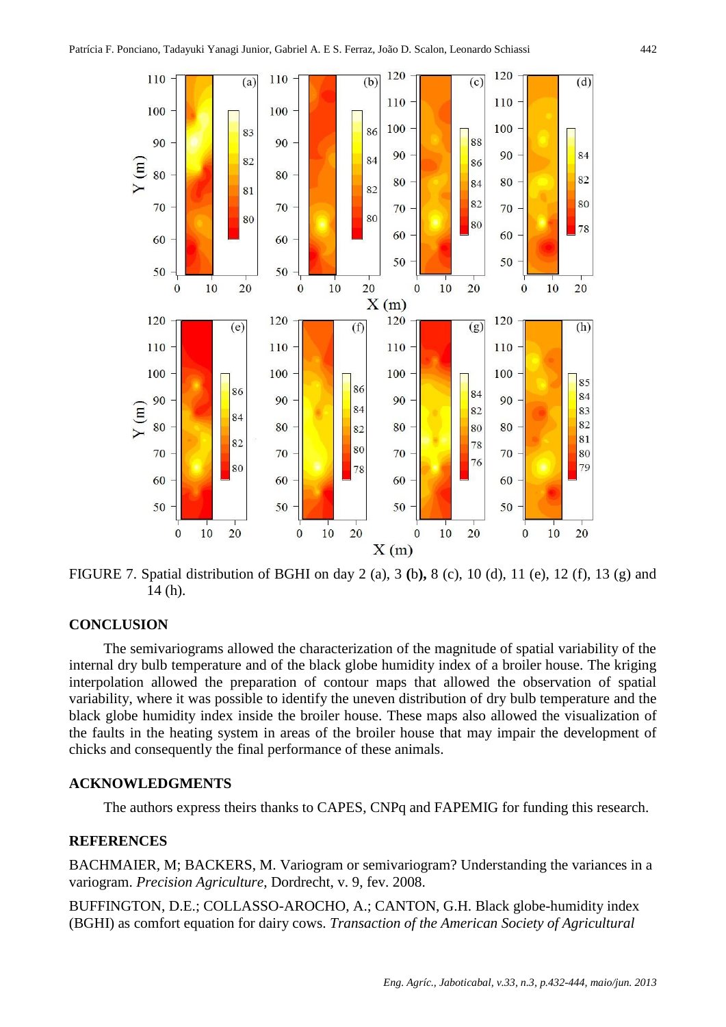FIGURE 7. Spatial distribution of BGHI on day 2 (a), 3 **(b),** 8 (c), 10 (d), 11 (e), 12 (f), 13 (g) and 14 (h).

## CONCLUSION

The semivariograms allowed the characterization of the magnitude of spatial variability of the internal dry bulb temperature and of the black globe humidity index of a broiler house. The kriging interpolation allowed the preparation of contour maps that allowed the observation of spatial variability, where it was possible to identify the uneven distribution of dry bulb temperature and the black globe humidity index inside the broiler house. These maps also allowed the visualization of the faults in the heating system in areas of the broiler house that may impair the development of chicks and consequently the final performance of these animals.

## ACKNOWLEDGMENTS

The authors express theirs thanks to CAPES, CNPq and FAPEMIG for funding this research.

## REFERENCES

BACHMAIER, M; BACKERS, M. Variogram or semivariogram? Understanding the variances in a variogram. *Precision Agriculture*, Dordrecht, v. 9, fev. 2008.

BUFFINGTON, D.E.; COLLASSO-AROCHO, A.; CANTON, G.H. Black globe-humidity index (BGHI) as comfort equation for dairy cows. *Transaction of the American Society of Agricultural*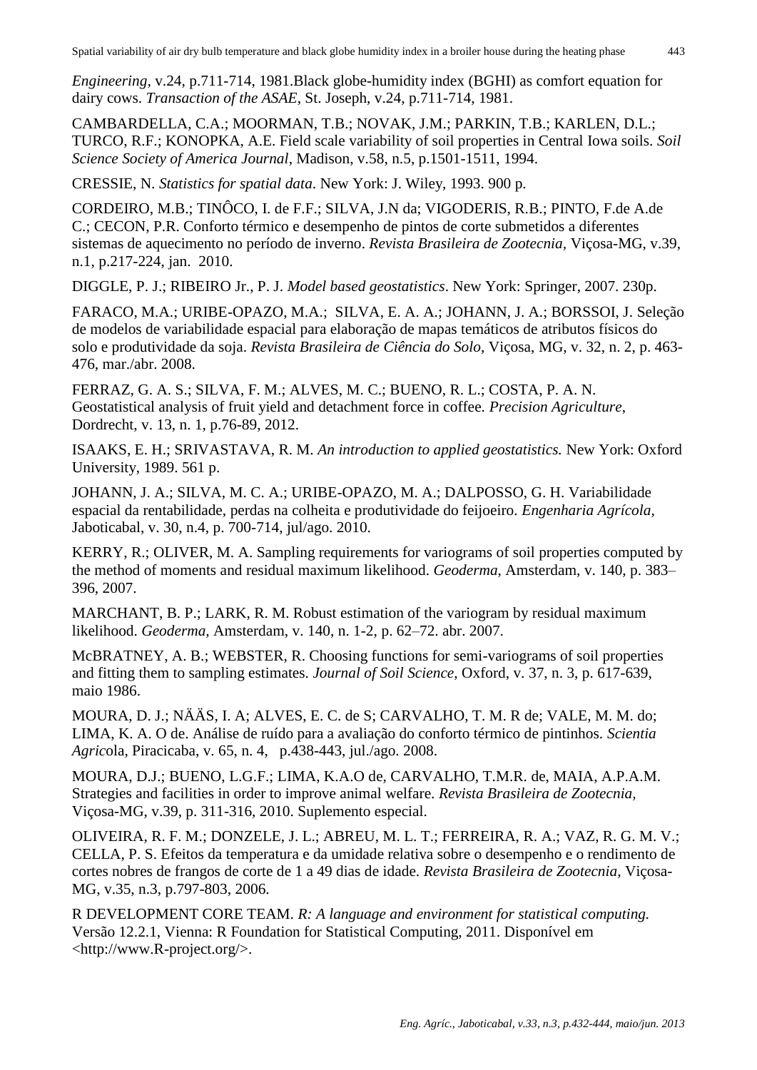*Engineering*, v.24, p.711-714, 1981.Black globe-humidity index (BGHI) as comfort equation for dairy cows. *Transaction of the ASAE*, St. Joseph, v.24, p.711-714, 1981.

CAMBARDELLA, C.A.; MOORMAN, T.B.; NOVAK, J.M.; PARKIN, T.B.; KARLEN, D.L.; TURCO, R.F.; KONOPKA, A.E. Field scale variability of soil properties in Central Iowa soils. *Soil Science Society of America Journal*, Madison, v.58, n.5, p.1501-1511, 1994.

CRESSIE, N. *Statistics for spatial data*. New York: J. Wiley, 1993. 900 p.

CORDEIRO, M.B.; TINÔCO, I. de F.F.; SILVA, J.N da; VIGODERIS, R.B.; PINTO, F.de A.de C.; CECON, P.R. Conforto térmico e desempenho de pintos de corte submetidos a diferentes sistemas de aquecimento no período de inverno. *Revista Brasileira de Zootecnia*, Viçosa-MG, v.39, n.1, p.217-224, jan. 2010.

DIGGLE, P. J.; RIBEIRO Jr., P. J. *Model based geostatistics*. New York: Springer, 2007. 230p.

FARACO, M.A.; URIBE-OPAZO, M.A.; SILVA, E. A. A.; JOHANN, J. A.; BORSSOI, J. Seleção de modelos de variabilidade espacial para elaboração de mapas temáticos de atributos físicos do solo e produtividade da soja. *Revista Brasileira de Ciência do Solo*, Viçosa, MG, v. 32, n. 2, p. 463-476, mar./abr. 2008.

FERRAZ, G. A. S.; SILVA, F. M.; ALVES, M. C.; BUENO, R. L.; COSTA, P. A. N. Geostatistical analysis of fruit yield and detachment force in coffee. *Precision Agriculture*, Dordrecht, v. 13, n. 1, p.76-89, 2012.

ISAAKS, E. H.; SRIVASTAVA, R. M. *An introduction to applied geostatistics.* New York: Oxford University, 1989. 561 p.

JOHANN, J. A.; SILVA, M. C. A.; URIBE-OPAZO, M. A.; DALPOSSO, G. H. Variabilidade espacial da rentabilidade, perdas na colheita e produtividade do feijoeiro. *Engenharia Agrícola*, Jaboticabal, v. 30, n.4, p. 700-714, jul/ago. 2010.

KERRY, R.; OLIVER, M. A. Sampling requirements for variograms of soil properties computed by the method of moments and residual maximum likelihood. *Geoderma*, Amsterdam, v. 140, p. 383–396, 2007.

MARCHANT, B. P.; LARK, R. M. Robust estimation of the variogram by residual maximum likelihood. *Geoderma*, Amsterdam, v. 140, n. 1-2, p. 62–72. abr. 2007.

McBRATNEY, A. B.; WEBSTER, R. Choosing functions for semi-variograms of soil properties and fitting them to sampling estimates. *Journal of Soil Science*, Oxford, v. 37, n. 3, p. 617-639, maio 1986.

MOURA, D. J.; NÄÄS, I. A; ALVES, E. C. de S; CARVALHO, T. M. R de; VALE, M. M. do; LIMA, K. A. O de. Análise de ruído para a avaliação do conforto térmico de pintinhos. *Scientia Agric*ola, Piracicaba, v. 65, n. 4, p.438-443, jul./ago. 2008.

MOURA, D.J.; BUENO, L.G.F.; LIMA, K.A.O de, CARVALHO, T.M.R. de, MAIA, A.P.A.M. Strategies and facilities in order to improve animal welfare. *Revista Brasileira de Zootecnia*, Viçosa-MG, v.39, p. 311-316, 2010. Suplemento especial.

OLIVEIRA, R. F. M.; DONZELE, J. L.; ABREU, M. L. T.; FERREIRA, R. A.; VAZ, R. G. M. V.; CELLA, P. S. Efeitos da temperatura e da umidade relativa sobre o desempenho e o rendimento de cortes nobres de frangos de corte de 1 a 49 dias de idade. *Revista Brasileira de Zootecnia*, Viçosa-MG, v.35, n.3, p.797-803, 2006.

R DEVELOPMENT CORE TEAM. *R: A language and environment for statistical computing.* Versão 12.2.1, Vienna: R Foundation for Statistical Computing, 2011. Disponível em <http://www.R-project.org/>.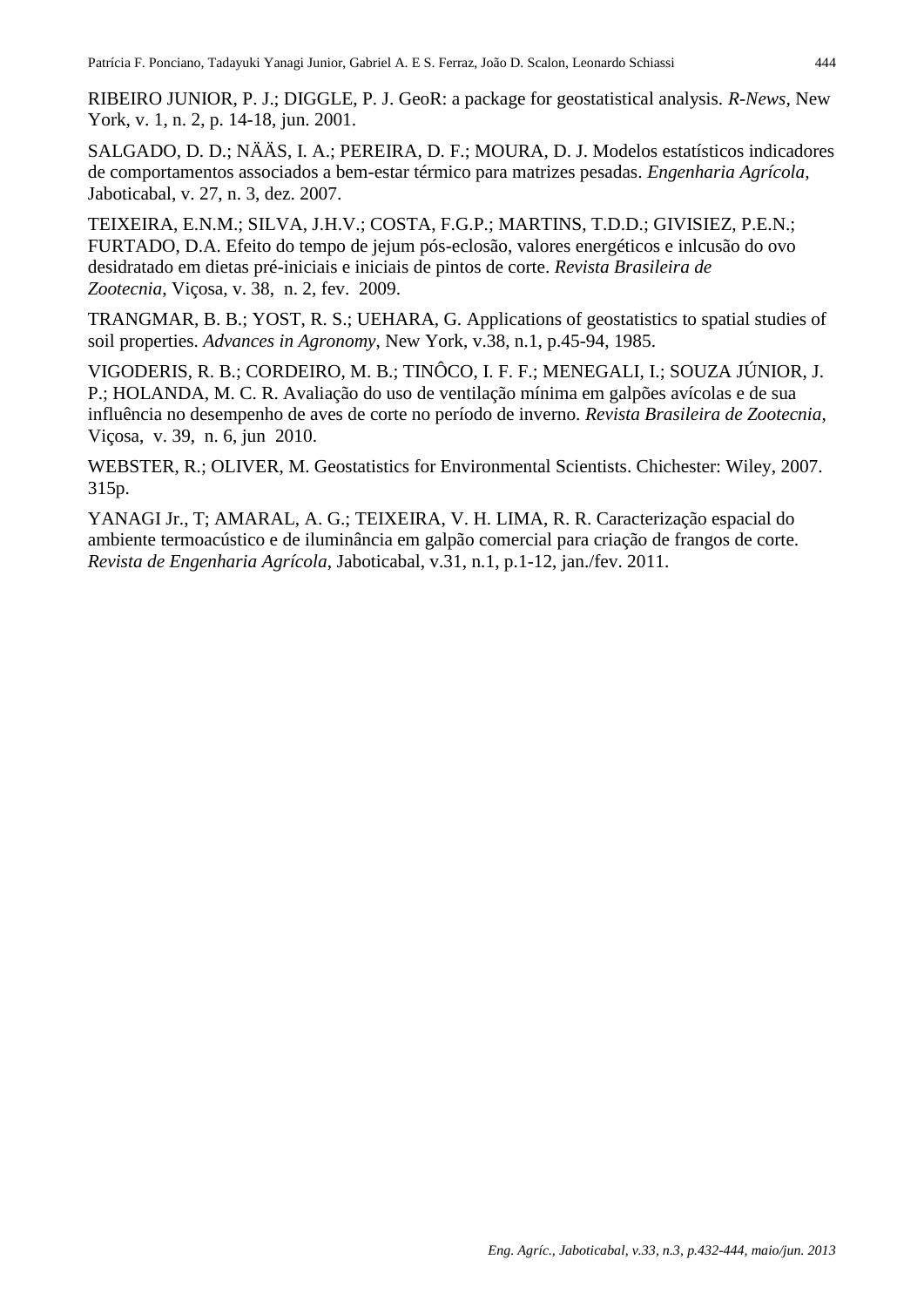RIBEIRO JUNIOR, P. J.; DIGGLE, P. J. GeoR: a package for geostatistical analysis. *R-News*, New York, v. 1, n. 2, p. 14-18, jun. 2001.

SALGADO, D. D.; NÄÄS, I. A.; PEREIRA, D. F.; MOURA, D. J. Modelos estatísticos indicadores de comportamentos associados a bem-estar térmico para matrizes pesadas. *Engenharia Agrícola*, Jaboticabal, v. 27, n. 3, dez. 2007.

TEIXEIRA, E.N.M.; SILVA, J.H.V.; COSTA, F.G.P.; MARTINS, T.D.D.; GIVISIEZ, P.E.N.; FURTADO, D.A. Efeito do tempo de jejum pós-eclosão, valores energéticos e inlcusão do ovo desidratado em dietas pré-iniciais e iniciais de pintos de corte. *Revista Brasileira de Zootecnia*, Viçosa, v. 38, n. 2, fev. 2009.

TRANGMAR, B. B.; YOST, R. S.; UEHARA, G. Applications of geostatistics to spatial studies of soil properties. *Advances in Agronomy*, New York, v.38, n.1, p.45-94, 1985.

VIGODERIS, R. B.; CORDEIRO, M. B.; TINÔCO, I. F. F.; MENEGALI, I.; SOUZA JÚNIOR, J. P.; HOLANDA, M. C. R. Avaliação do uso de ventilação mínima em galpões avícolas e de sua influência no desempenho de aves de corte no período de inverno. *Revista Brasileira de Zootecnia*, Viçosa, v. 39, n. 6, jun 2010.

WEBSTER, R.; OLIVER, M. Geostatistics for Environmental Scientists. Chichester: Wiley, 2007. 315p.

YANAGI Jr., T; AMARAL, A. G.; TEIXEIRA, V. H. LIMA, R. R. Caracterização espacial do ambiente termoacústico e de iluminância em galpão comercial para criação de frangos de corte. *Revista de Engenharia Agrícola*, Jaboticabal, v.31, n.1, p.1-12, jan./fev. 2011.